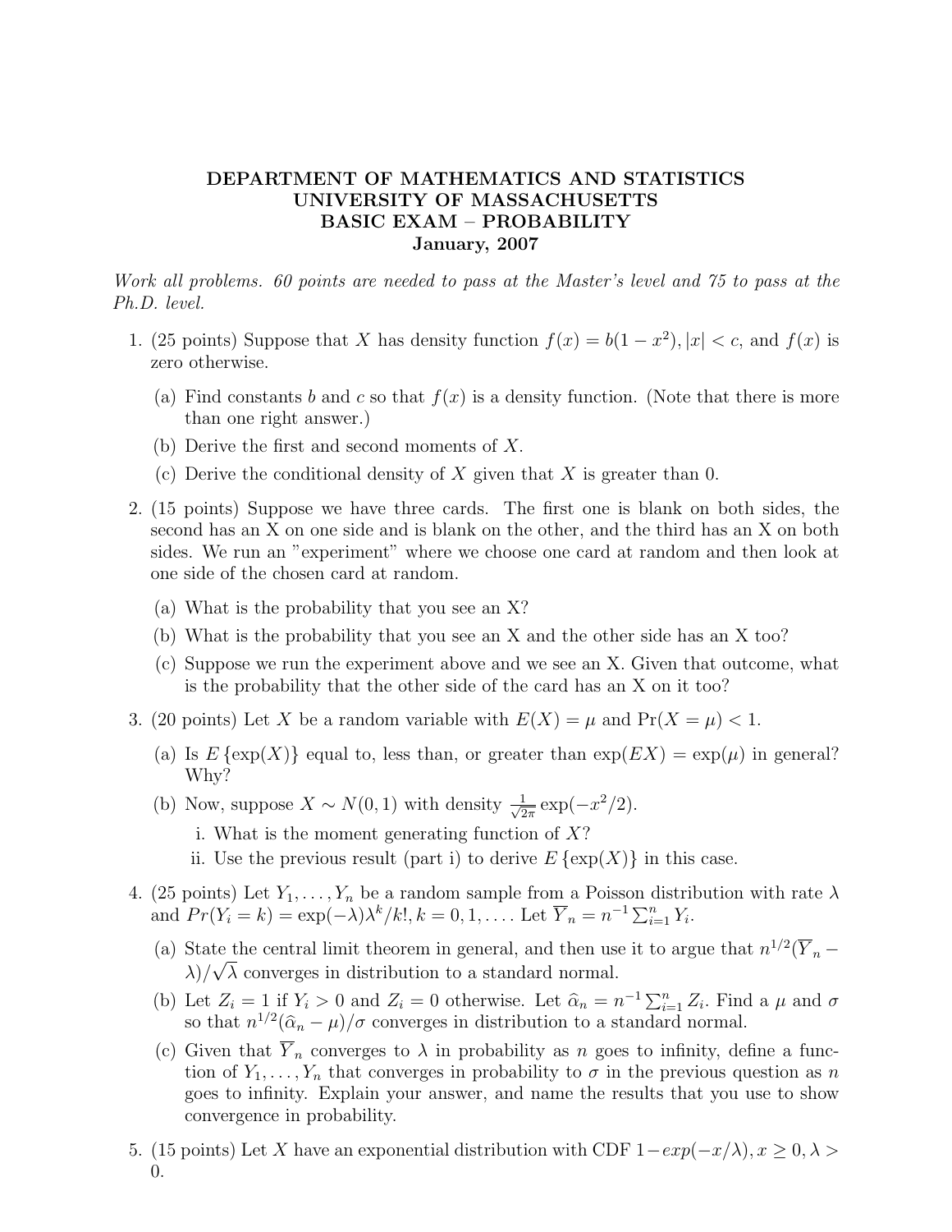# DEPARTMENT OF MATHEMATICS AND STATISTICS
# UNIVERSITY OF MASSACHUSETTS
# BASIC EXAM – PROBABILITY
# January, 2007

*Work all problems. 60 points are needed to pass at the Master's level and 75 to pass at the Ph.D. level.*

1. (25 points) Suppose that $X$ has density function $f(x) = b(1 - x^2), |x| < c$, and $f(x)$ is zero otherwise.

   (a) Find constants $b$ and $c$ so that $f(x)$ is a density function. (Note that there is more than one right answer.)

   (b) Derive the first and second moments of $X$.

   (c) Derive the conditional density of $X$ given that $X$ is greater than 0.

2. (15 points) Suppose we have three cards. The first one is blank on both sides, the second has an X on one side and is blank on the other, and the third has an X on both sides. We run an "experiment" where we choose one card at random and then look at one side of the chosen card at random.

   (a) What is the probability that you see an X?

   (b) What is the probability that you see an X and the other side has an X too?

   (c) Suppose we run the experiment above and we see an X. Given that outcome, what is the probability that the other side of the card has an X on it too?

3. (20 points) Let $X$ be a random variable with $E(X) = \mu$ and $\Pr(X = \mu) < 1$.

   (a) Is $E\{\exp(X)\}$ equal to, less than, or greater than $\exp(EX) = \exp(\mu)$ in general? Why?

   (b) Now, suppose $X \sim N(0, 1)$ with density $\frac{1}{\sqrt{2\pi}} \exp(-x^2/2)$.

      i. What is the moment generating function of $X$?

      ii. Use the previous result (part i) to derive $E\{\exp(X)\}$ in this case.

4. (25 points) Let $Y_1, \ldots, Y_n$ be a random sample from a Poisson distribution with rate $\lambda$ and $Pr(Y_i = k) = \exp(-\lambda)\lambda^k/k!, k = 0, 1, \ldots$. Let $\overline{Y}_n = n^{-1} \sum_{i=1}^{n} Y_i$.

   (a) State the central limit theorem in general, and then use it to argue that $n^{1/2}(\overline{Y}_n - \lambda)/\sqrt{\lambda}$ converges in distribution to a standard normal.

   (b) Let $Z_i = 1$ if $Y_i > 0$ and $Z_i = 0$ otherwise. Let $\widehat{\alpha}_n = n^{-1} \sum_{i=1}^{n} Z_i$. Find a $\mu$ and $\sigma$ so that $n^{1/2}(\widehat{\alpha}_n - \mu)/\sigma$ converges in distribution to a standard normal.

   (c) Given that $\overline{Y}_n$ converges to $\lambda$ in probability as $n$ goes to infinity, define a function of $Y_1, \ldots, Y_n$ that converges in probability to $\sigma$ in the previous question as $n$ goes to infinity. Explain your answer, and name the results that you use to show convergence in probability.

5. (15 points) Let $X$ have an exponential distribution with CDF $1 - exp(-x/\lambda), x \geq 0, \lambda > 0$.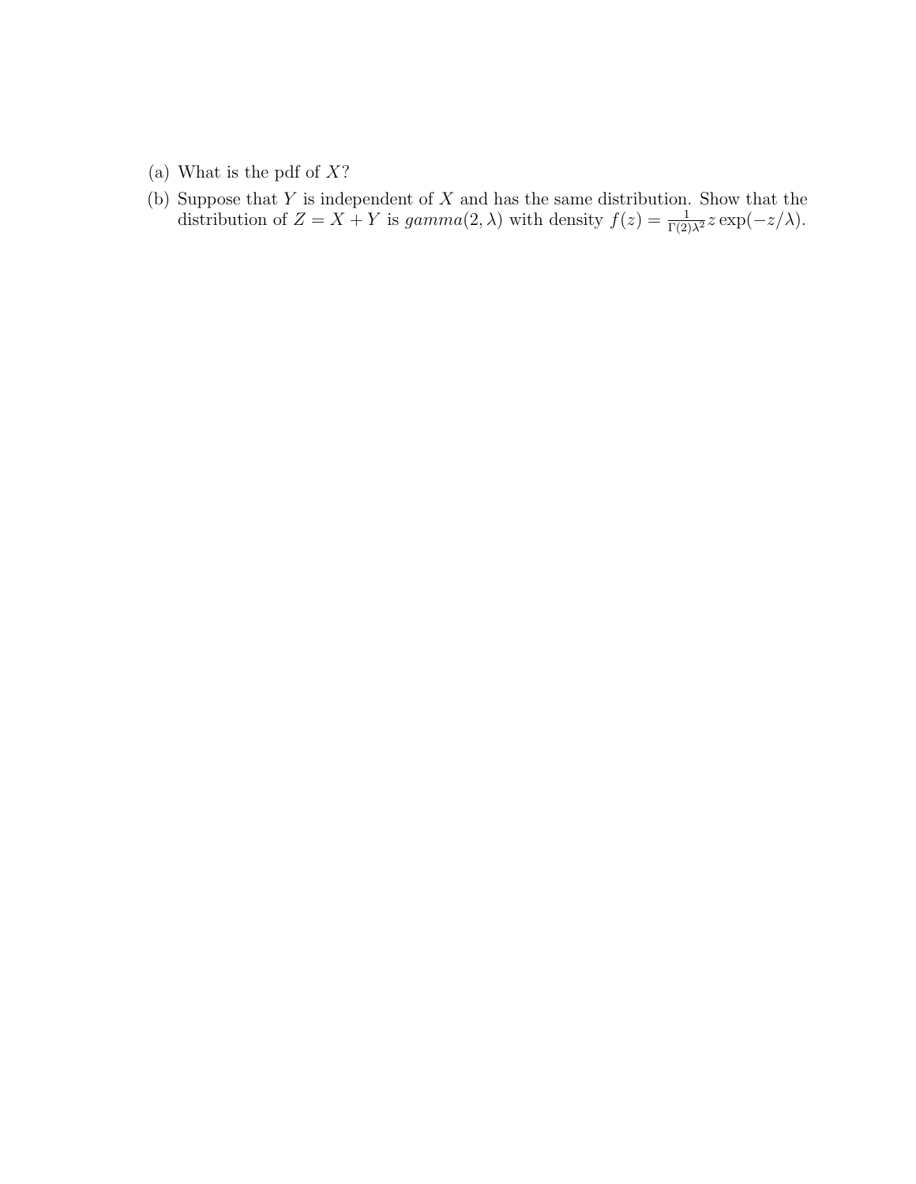(a) What is the pdf of $X$?

(b) Suppose that $Y$ is independent of $X$ and has the same distribution. Show that the distribution of $Z = X + Y$ is *gamma*$(2, \lambda)$ with density $f(z) = \frac{1}{\Gamma(2)\lambda^2} z \exp(-z/\lambda)$.